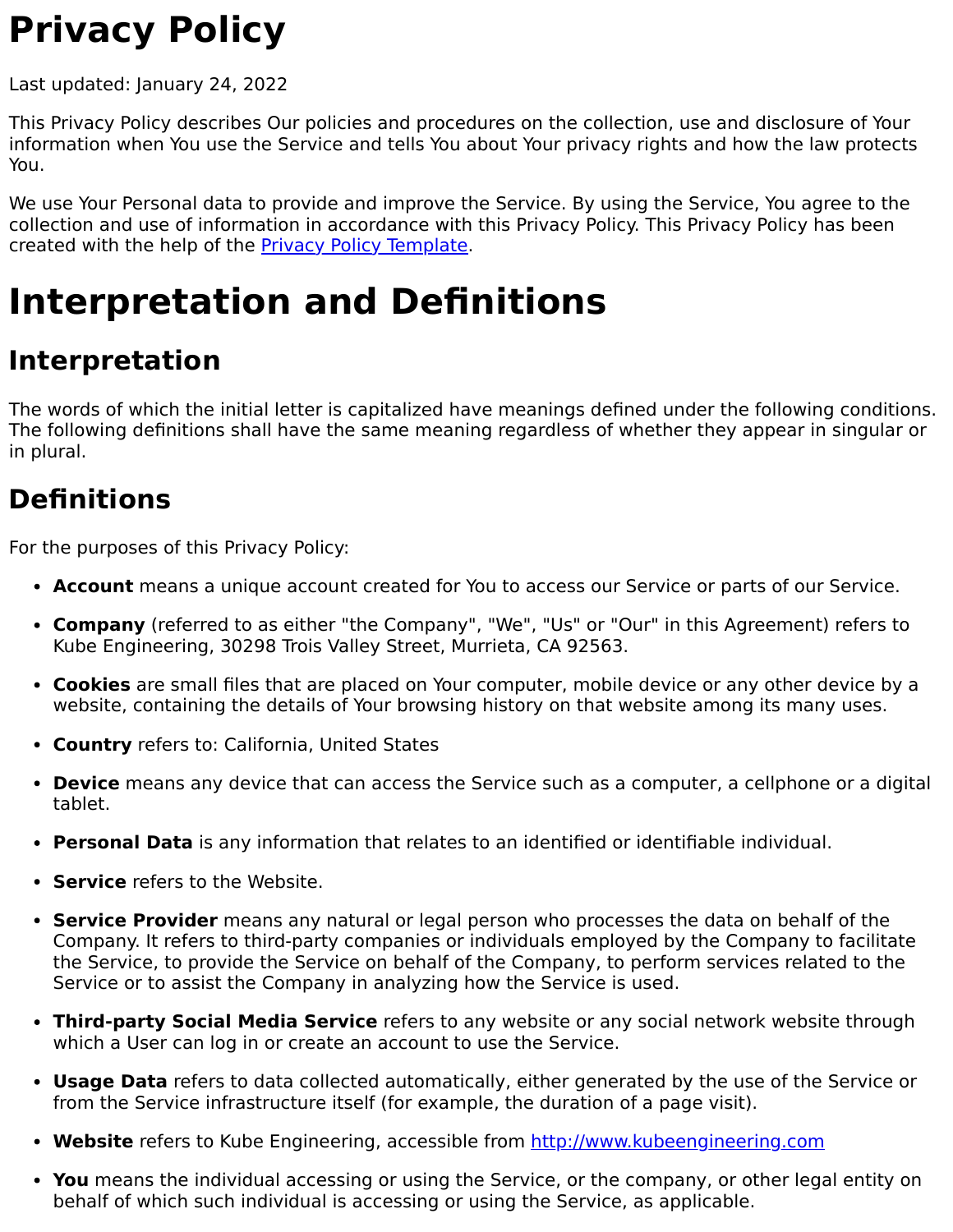# Privacy Policy

Last updated: January 24, 2022

This Privacy Policy describes Our policies and procedures on the collection, use and disclosure of Your information when You use the Service and tells You about Your privacy rights and how the law protects You.

We use Your Personal data to provide and improve the Service. By using the Service, You agree to the collection and use of information in accordance with this Privacy Policy. This Privacy Policy has been created with the help of the [Privacy Policy Template](#).

# Interpretation and Definitions

## Interpretation

The words of which the initial letter is capitalized have meanings defined under the following conditions. The following definitions shall have the same meaning regardless of whether they appear in singular or in plural.

## Definitions

For the purposes of this Privacy Policy:

- **Account** means a unique account created for You to access our Service or parts of our Service.
- **Company** (referred to as either "the Company", "We", "Us" or "Our" in this Agreement) refers to Kube Engineering, 30298 Trois Valley Street, Murrieta, CA 92563.
- **Cookies** are small files that are placed on Your computer, mobile device or any other device by a website, containing the details of Your browsing history on that website among its many uses.
- **Country** refers to: California, United States
- **Device** means any device that can access the Service such as a computer, a cellphone or a digital tablet.
- **Personal Data** is any information that relates to an identified or identifiable individual.
- **Service** refers to the Website.
- **Service Provider** means any natural or legal person who processes the data on behalf of the Company. It refers to third-party companies or individuals employed by the Company to facilitate the Service, to provide the Service on behalf of the Company, to perform services related to the Service or to assist the Company in analyzing how the Service is used.
- **Third-party Social Media Service** refers to any website or any social network website through which a User can log in or create an account to use the Service.
- **Usage Data** refers to data collected automatically, either generated by the use of the Service or from the Service infrastructure itself (for example, the duration of a page visit).
- **Website** refers to Kube Engineering, accessible from [http://www.kubeengineering.com](http://www.kubeengineering.com)
- **You** means the individual accessing or using the Service, or the company, or other legal entity on behalf of which such individual is accessing or using the Service, as applicable.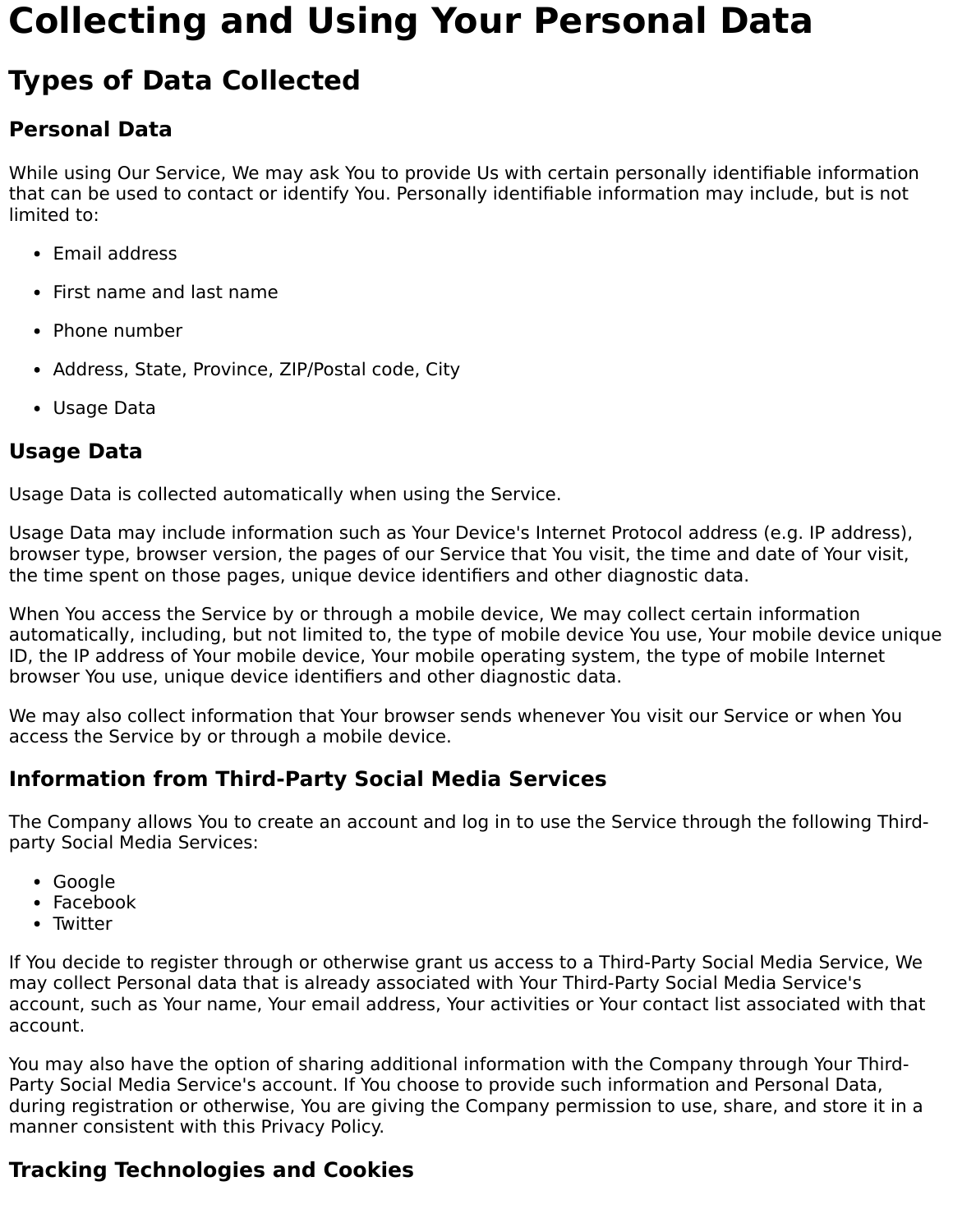# Collecting and Using Your Personal Data

## Types of Data Collected

### Personal Data

While using Our Service, We may ask You to provide Us with certain personally identifiable information that can be used to contact or identify You. Personally identifiable information may include, but is not limited to:

- Email address
- First name and last name
- Phone number
- Address, State, Province, ZIP/Postal code, City
- Usage Data

### Usage Data

Usage Data is collected automatically when using the Service.

Usage Data may include information such as Your Device's Internet Protocol address (e.g. IP address), browser type, browser version, the pages of our Service that You visit, the time and date of Your visit, the time spent on those pages, unique device identifiers and other diagnostic data.

When You access the Service by or through a mobile device, We may collect certain information automatically, including, but not limited to, the type of mobile device You use, Your mobile device unique ID, the IP address of Your mobile device, Your mobile operating system, the type of mobile Internet browser You use, unique device identifiers and other diagnostic data.

We may also collect information that Your browser sends whenever You visit our Service or when You access the Service by or through a mobile device.

### Information from Third-Party Social Media Services

The Company allows You to create an account and log in to use the Service through the following Third-party Social Media Services:

- Google
- Facebook
- Twitter

If You decide to register through or otherwise grant us access to a Third-Party Social Media Service, We may collect Personal data that is already associated with Your Third-Party Social Media Service's account, such as Your name, Your email address, Your activities or Your contact list associated with that account.

You may also have the option of sharing additional information with the Company through Your Third-Party Social Media Service's account. If You choose to provide such information and Personal Data, during registration or otherwise, You are giving the Company permission to use, share, and store it in a manner consistent with this Privacy Policy.

### Tracking Technologies and Cookies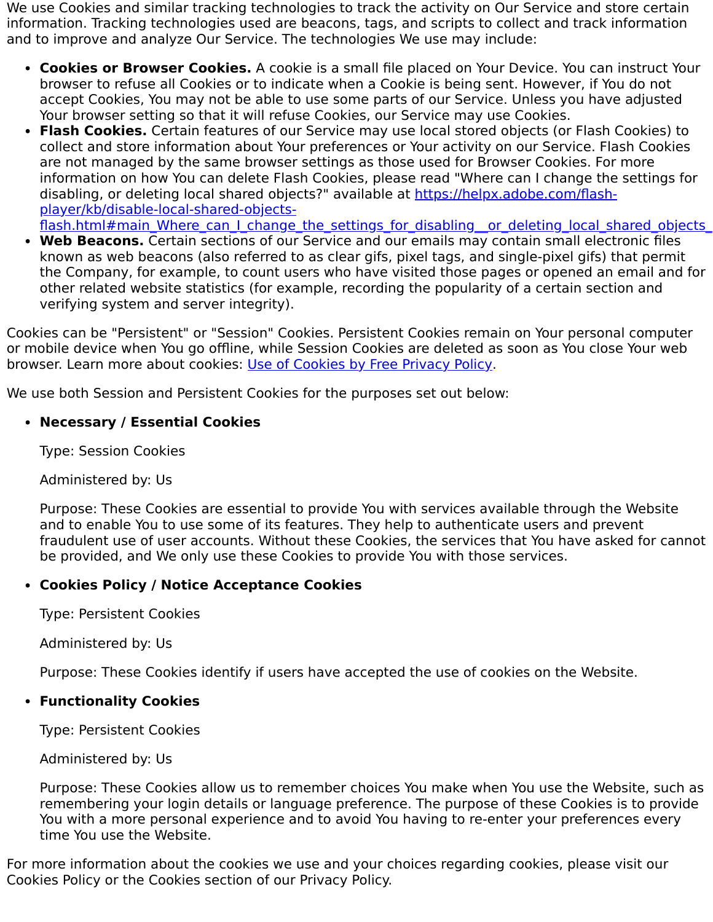We use Cookies and similar tracking technologies to track the activity on Our Service and store certain information. Tracking technologies used are beacons, tags, and scripts to collect and track information and to improve and analyze Our Service. The technologies We use may include:

- **Cookies or Browser Cookies.** A cookie is a small file placed on Your Device. You can instruct Your browser to refuse all Cookies or to indicate when a Cookie is being sent. However, if You do not accept Cookies, You may not be able to use some parts of our Service. Unless you have adjusted Your browser setting so that it will refuse Cookies, our Service may use Cookies.
- **Flash Cookies.** Certain features of our Service may use local stored objects (or Flash Cookies) to collect and store information about Your preferences or Your activity on our Service. Flash Cookies are not managed by the same browser settings as those used for Browser Cookies. For more information on how You can delete Flash Cookies, please read "Where can I change the settings for disabling, or deleting local shared objects?" available at [https://helpx.adobe.com/flash-player/kb/disable-local-shared-objects-flash.html#main_Where_can_I_change_the_settings_for_disabling__or_deleting_local_shared_objects_](https://helpx.adobe.com/flash-player/kb/disable-local-shared-objects-flash.html#main_Where_can_I_change_the_settings_for_disabling__or_deleting_local_shared_objects_)
- **Web Beacons.** Certain sections of our Service and our emails may contain small electronic files known as web beacons (also referred to as clear gifs, pixel tags, and single-pixel gifs) that permit the Company, for example, to count users who have visited those pages or opened an email and for other related website statistics (for example, recording the popularity of a certain section and verifying system and server integrity).

Cookies can be "Persistent" or "Session" Cookies. Persistent Cookies remain on Your personal computer or mobile device when You go offline, while Session Cookies are deleted as soon as You close Your web browser. Learn more about cookies: [Use of Cookies by Free Privacy Policy](#).

We use both Session and Persistent Cookies for the purposes set out below:

- **Necessary / Essential Cookies**

  Type: Session Cookies

  Administered by: Us

  Purpose: These Cookies are essential to provide You with services available through the Website and to enable You to use some of its features. They help to authenticate users and prevent fraudulent use of user accounts. Without these Cookies, the services that You have asked for cannot be provided, and We only use these Cookies to provide You with those services.

- **Cookies Policy / Notice Acceptance Cookies**

  Type: Persistent Cookies

  Administered by: Us

  Purpose: These Cookies identify if users have accepted the use of cookies on the Website.

- **Functionality Cookies**

  Type: Persistent Cookies

  Administered by: Us

  Purpose: These Cookies allow us to remember choices You make when You use the Website, such as remembering your login details or language preference. The purpose of these Cookies is to provide You with a more personal experience and to avoid You having to re-enter your preferences every time You use the Website.

For more information about the cookies we use and your choices regarding cookies, please visit our Cookies Policy or the Cookies section of our Privacy Policy.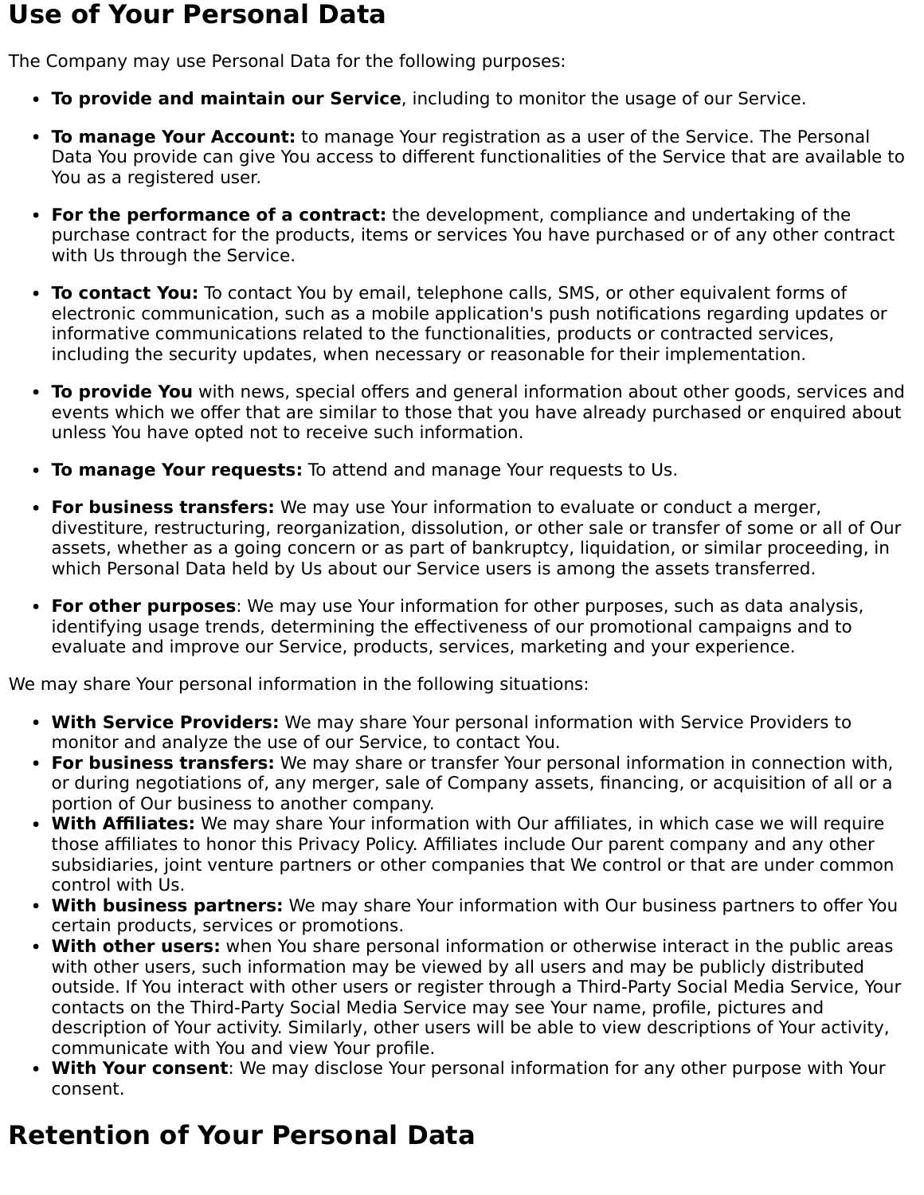## Use of Your Personal Data

The Company may use Personal Data for the following purposes:

- **To provide and maintain our Service**, including to monitor the usage of our Service.
- **To manage Your Account:** to manage Your registration as a user of the Service. The Personal Data You provide can give You access to different functionalities of the Service that are available to You as a registered user.
- **For the performance of a contract:** the development, compliance and undertaking of the purchase contract for the products, items or services You have purchased or of any other contract with Us through the Service.
- **To contact You:** To contact You by email, telephone calls, SMS, or other equivalent forms of electronic communication, such as a mobile application's push notifications regarding updates or informative communications related to the functionalities, products or contracted services, including the security updates, when necessary or reasonable for their implementation.
- **To provide You** with news, special offers and general information about other goods, services and events which we offer that are similar to those that you have already purchased or enquired about unless You have opted not to receive such information.
- **To manage Your requests:** To attend and manage Your requests to Us.
- **For business transfers:** We may use Your information to evaluate or conduct a merger, divestiture, restructuring, reorganization, dissolution, or other sale or transfer of some or all of Our assets, whether as a going concern or as part of bankruptcy, liquidation, or similar proceeding, in which Personal Data held by Us about our Service users is among the assets transferred.
- **For other purposes**: We may use Your information for other purposes, such as data analysis, identifying usage trends, determining the effectiveness of our promotional campaigns and to evaluate and improve our Service, products, services, marketing and your experience.

We may share Your personal information in the following situations:

- **With Service Providers:** We may share Your personal information with Service Providers to monitor and analyze the use of our Service, to contact You.
- **For business transfers:** We may share or transfer Your personal information in connection with, or during negotiations of, any merger, sale of Company assets, financing, or acquisition of all or a portion of Our business to another company.
- **With Affiliates:** We may share Your information with Our affiliates, in which case we will require those affiliates to honor this Privacy Policy. Affiliates include Our parent company and any other subsidiaries, joint venture partners or other companies that We control or that are under common control with Us.
- **With business partners:** We may share Your information with Our business partners to offer You certain products, services or promotions.
- **With other users:** when You share personal information or otherwise interact in the public areas with other users, such information may be viewed by all users and may be publicly distributed outside. If You interact with other users or register through a Third-Party Social Media Service, Your contacts on the Third-Party Social Media Service may see Your name, profile, pictures and description of Your activity. Similarly, other users will be able to view descriptions of Your activity, communicate with You and view Your profile.
- **With Your consent**: We may disclose Your personal information for any other purpose with Your consent.

## Retention of Your Personal Data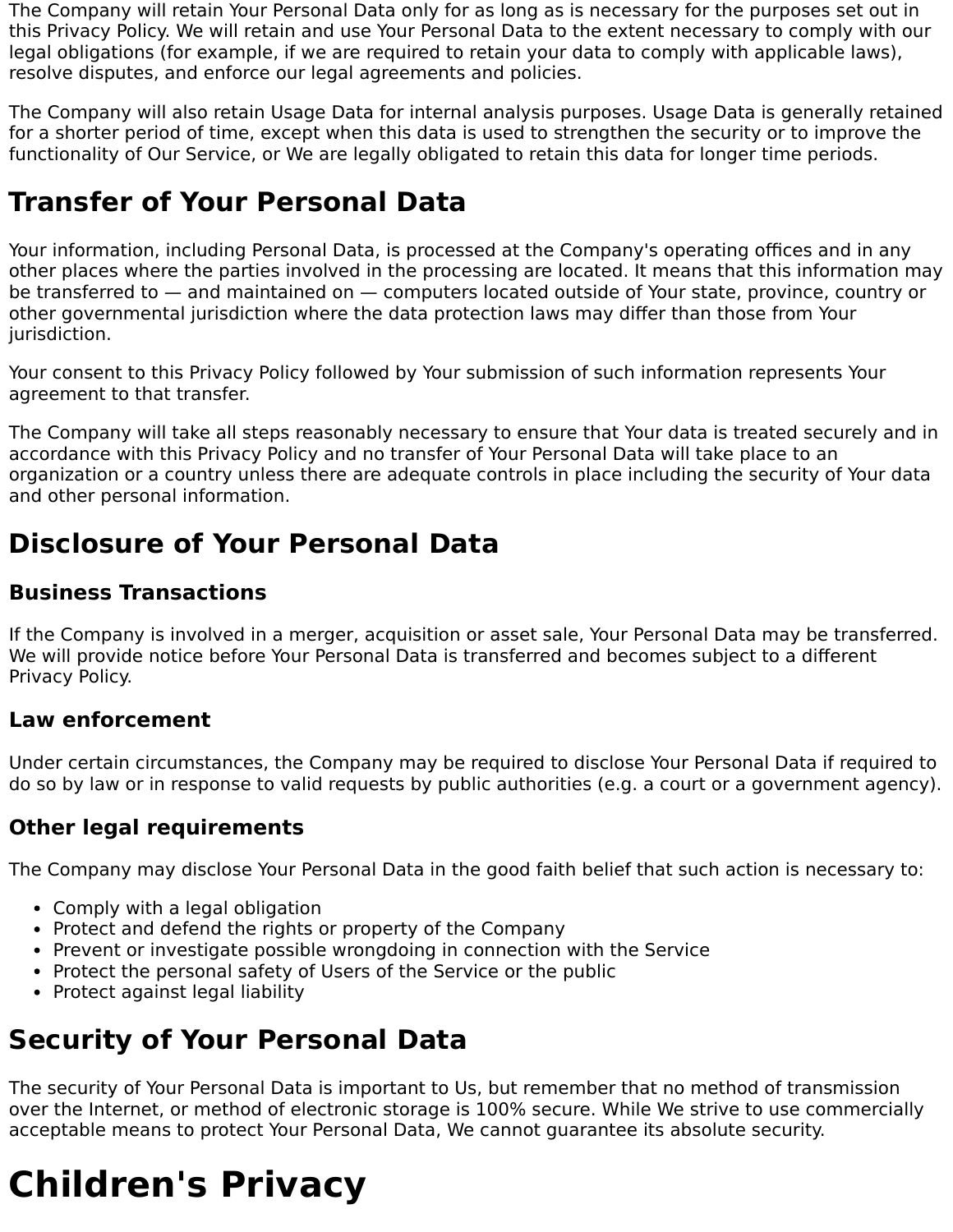The Company will retain Your Personal Data only for as long as is necessary for the purposes set out in this Privacy Policy. We will retain and use Your Personal Data to the extent necessary to comply with our legal obligations (for example, if we are required to retain your data to comply with applicable laws), resolve disputes, and enforce our legal agreements and policies.

The Company will also retain Usage Data for internal analysis purposes. Usage Data is generally retained for a shorter period of time, except when this data is used to strengthen the security or to improve the functionality of Our Service, or We are legally obligated to retain this data for longer time periods.

## Transfer of Your Personal Data

Your information, including Personal Data, is processed at the Company's operating offices and in any other places where the parties involved in the processing are located. It means that this information may be transferred to — and maintained on — computers located outside of Your state, province, country or other governmental jurisdiction where the data protection laws may differ than those from Your jurisdiction.

Your consent to this Privacy Policy followed by Your submission of such information represents Your agreement to that transfer.

The Company will take all steps reasonably necessary to ensure that Your data is treated securely and in accordance with this Privacy Policy and no transfer of Your Personal Data will take place to an organization or a country unless there are adequate controls in place including the security of Your data and other personal information.

## Disclosure of Your Personal Data

### Business Transactions

If the Company is involved in a merger, acquisition or asset sale, Your Personal Data may be transferred. We will provide notice before Your Personal Data is transferred and becomes subject to a different Privacy Policy.

### Law enforcement

Under certain circumstances, the Company may be required to disclose Your Personal Data if required to do so by law or in response to valid requests by public authorities (e.g. a court or a government agency).

### Other legal requirements

The Company may disclose Your Personal Data in the good faith belief that such action is necessary to:

- Comply with a legal obligation
- Protect and defend the rights or property of the Company
- Prevent or investigate possible wrongdoing in connection with the Service
- Protect the personal safety of Users of the Service or the public
- Protect against legal liability

## Security of Your Personal Data

The security of Your Personal Data is important to Us, but remember that no method of transmission over the Internet, or method of electronic storage is 100% secure. While We strive to use commercially acceptable means to protect Your Personal Data, We cannot guarantee its absolute security.

# Children's Privacy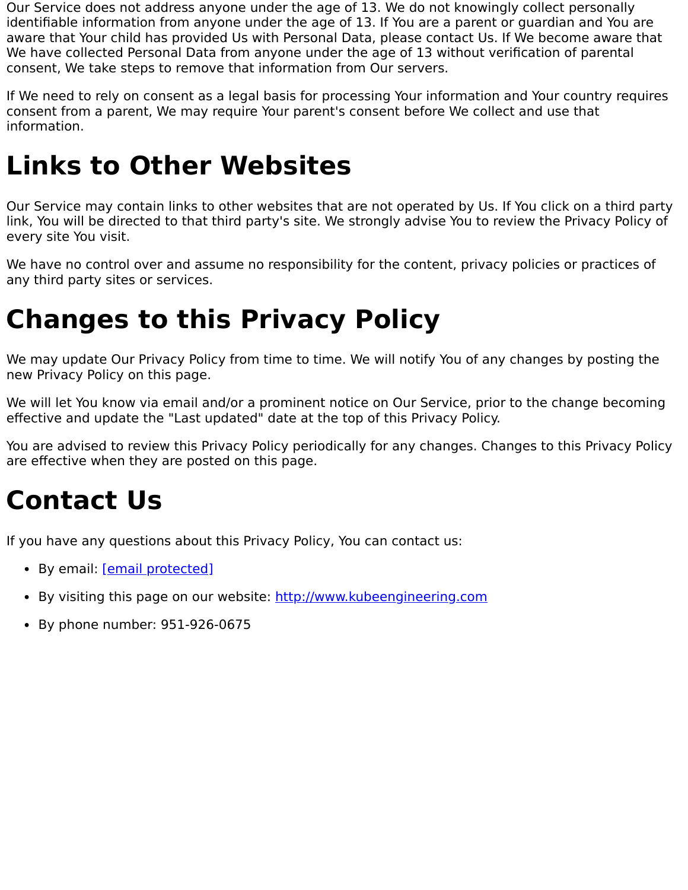Our Service does not address anyone under the age of 13. We do not knowingly collect personally identifiable information from anyone under the age of 13. If You are a parent or guardian and You are aware that Your child has provided Us with Personal Data, please contact Us. If We become aware that We have collected Personal Data from anyone under the age of 13 without verification of parental consent, We take steps to remove that information from Our servers.

If We need to rely on consent as a legal basis for processing Your information and Your country requires consent from a parent, We may require Your parent's consent before We collect and use that information.

# Links to Other Websites

Our Service may contain links to other websites that are not operated by Us. If You click on a third party link, You will be directed to that third party's site. We strongly advise You to review the Privacy Policy of every site You visit.

We have no control over and assume no responsibility for the content, privacy policies or practices of any third party sites or services.

# Changes to this Privacy Policy

We may update Our Privacy Policy from time to time. We will notify You of any changes by posting the new Privacy Policy on this page.

We will let You know via email and/or a prominent notice on Our Service, prior to the change becoming effective and update the "Last updated" date at the top of this Privacy Policy.

You are advised to review this Privacy Policy periodically for any changes. Changes to this Privacy Policy are effective when they are posted on this page.

# Contact Us

If you have any questions about this Privacy Policy, You can contact us:

- By email: [email protected]
- By visiting this page on our website: http://www.kubeengineering.com
- By phone number: 951-926-0675